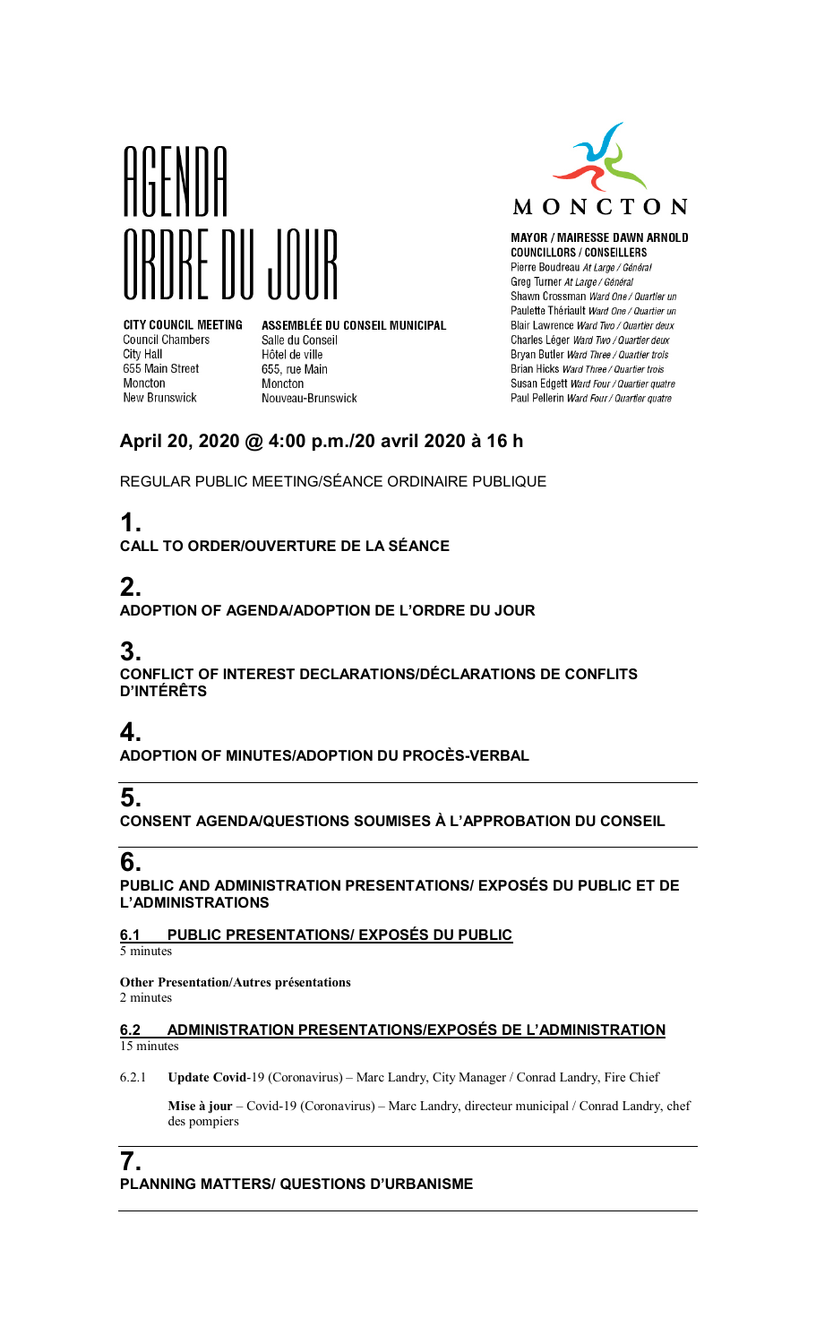# AGENDA
# ORDRE DU JOUR

**CITY COUNCIL MEETING**
Council Chambers
City Hall
655 Main Street
Moncton
New Brunswick

**ASSEMBLÉE DU CONSEIL MUNICIPAL**
Salle du Conseil
Hôtel de ville
655, rue Main
Moncton
Nouveau-Brunswick

MONCTON

**MAYOR / MAIRESSE DAWN ARNOLD**
**COUNCILLORS / CONSEILLERS**
Pierre Boudreau *At Large / Général*
Greg Turner *At Large / Général*
Shawn Crossman *Ward One / Quartier un*
Paulette Thériault *Ward One / Quartier un*
Blair Lawrence *Ward Two / Quartier deux*
Charles Léger *Ward Two / Quartier deux*
Bryan Butler *Ward Three / Quartier trois*
Brian Hicks *Ward Three / Quartier trois*
Susan Edgett *Ward Four / Quartier quatre*
Paul Pellerin *Ward Four / Quartier quatre*

## April 20, 2020 @ 4:00 p.m./20 avril 2020 à 16 h

REGULAR PUBLIC MEETING/SÉANCE ORDINAIRE PUBLIQUE

## 1.
**CALL TO ORDER/OUVERTURE DE LA SÉANCE**

## 2.
**ADOPTION OF AGENDA/ADOPTION DE L'ORDRE DU JOUR**

## 3.
**CONFLICT OF INTEREST DECLARATIONS/DÉCLARATIONS DE CONFLITS D'INTÉRÊTS**

## 4.
**ADOPTION OF MINUTES/ADOPTION DU PROCÈS-VERBAL**

## 5.
**CONSENT AGENDA/QUESTIONS SOUMISES À L'APPROBATION DU CONSEIL**

## 6.
**PUBLIC AND ADMINISTRATION PRESENTATIONS/ EXPOSÉS DU PUBLIC ET DE L'ADMINISTRATIONS**

### 6.1 PUBLIC PRESENTATIONS/ EXPOSÉS DU PUBLIC
5 minutes

**Other Presentation/Autres présentations**
2 minutes

### 6.2 ADMINISTRATION PRESENTATIONS/EXPOSÉS DE L'ADMINISTRATION
15 minutes

6.2.1 **Update Covid**-19 (Coronavirus) – Marc Landry, City Manager / Conrad Landry, Fire Chief

**Mise à jour** – Covid-19 (Coronavirus) – Marc Landry, directeur municipal / Conrad Landry, chef des pompiers

## 7.
**PLANNING MATTERS/ QUESTIONS D'URBANISME**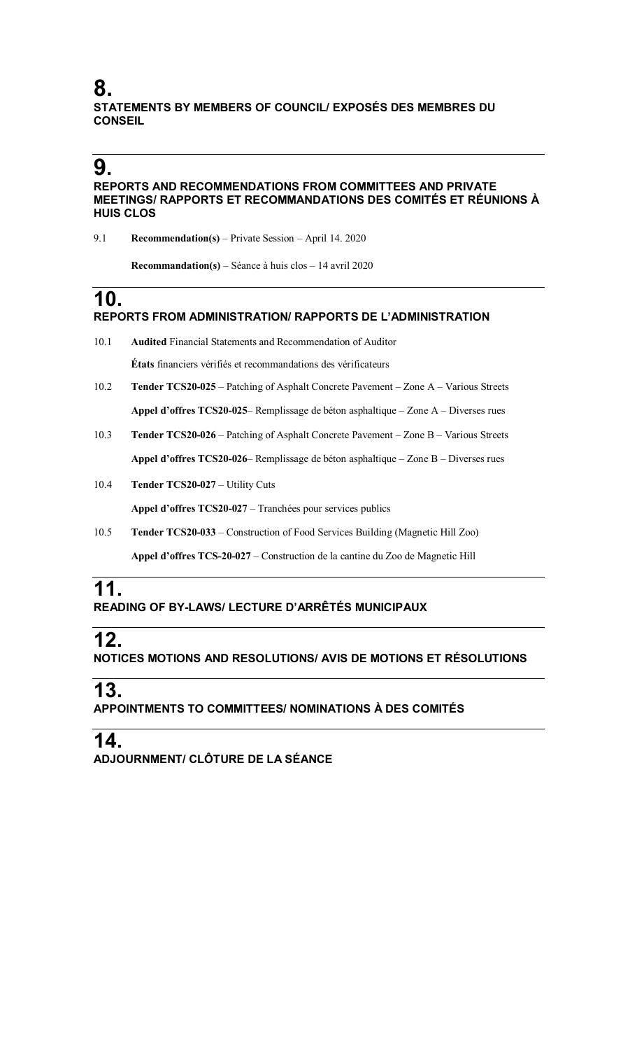# 8.

**STATEMENTS BY MEMBERS OF COUNCIL/ EXPOSÉS DES MEMBRES DU CONSEIL**

# 9.

**REPORTS AND RECOMMENDATIONS FROM COMMITTEES AND PRIVATE MEETINGS/ RAPPORTS ET RECOMMANDATIONS DES COMITÉS ET RÉUNIONS À HUIS CLOS**

9.1 **Recommendation(s)** – Private Session – April 14. 2020

**Recommandation(s)** – Séance à huis clos – 14 avril 2020

# 10.

**REPORTS FROM ADMINISTRATION/ RAPPORTS DE L'ADMINISTRATION**

10.1 **Audited** Financial Statements and Recommendation of Auditor

**États** financiers vérifiés et recommandations des vérificateurs

10.2 **Tender TCS20-025** – Patching of Asphalt Concrete Pavement – Zone A – Various Streets

**Appel d'offres TCS20-025**– Remplissage de béton asphaltique – Zone A – Diverses rues

10.3 **Tender TCS20-026** – Patching of Asphalt Concrete Pavement – Zone B – Various Streets

**Appel d'offres TCS20-026**– Remplissage de béton asphaltique – Zone B – Diverses rues

10.4 **Tender TCS20-027** – Utility Cuts

**Appel d'offres TCS20-027** – Tranchées pour services publics

10.5 **Tender TCS20-033** – Construction of Food Services Building (Magnetic Hill Zoo)

**Appel d'offres TCS-20-027** – Construction de la cantine du Zoo de Magnetic Hill

# 11.

**READING OF BY-LAWS/ LECTURE D'ARRÊTÉS MUNICIPAUX**

# 12.

**NOTICES MOTIONS AND RESOLUTIONS/ AVIS DE MOTIONS ET RÉSOLUTIONS**

# 13.

**APPOINTMENTS TO COMMITTEES/ NOMINATIONS À DES COMITÉS**

# 14.

**ADJOURNMENT/ CLÔTURE DE LA SÉANCE**